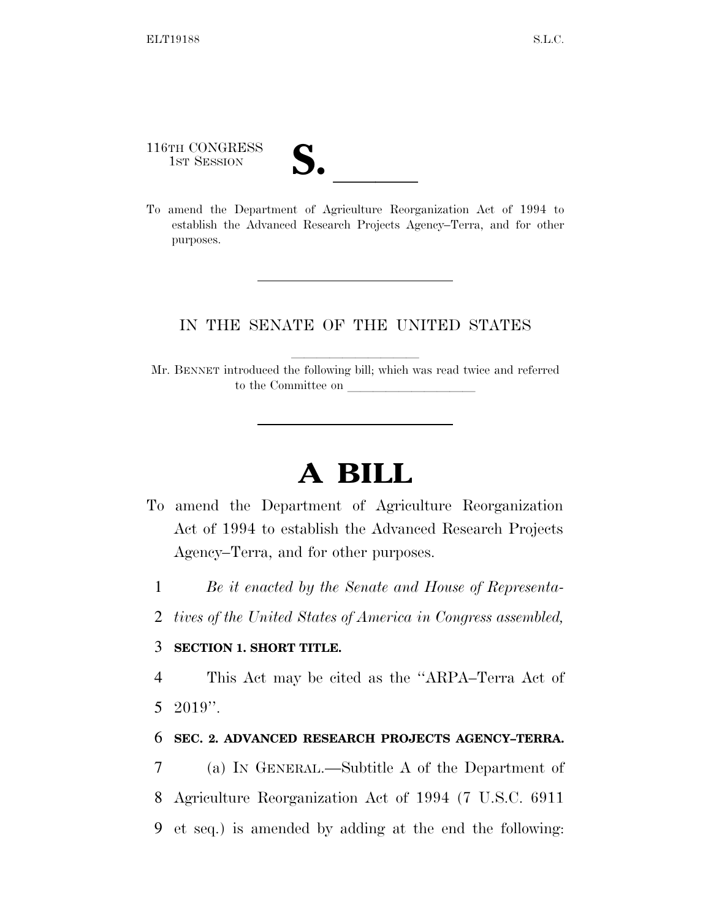116TH CONGRESS
1ST SESSION

# S. \_\_\_\_\_\_

To amend the Department of Agriculture Reorganization Act of 1994 to establish the Advanced Research Projects Agency–Terra, and for other purposes.

---

IN THE SENATE OF THE UNITED STATES

Mr. BENNET introduced the following bill; which was read twice and referred to the Committee on \_\_\_\_\_\_\_\_\_\_\_\_\_\_\_\_\_\_\_\_

---

# A BILL

To amend the Department of Agriculture Reorganization Act of 1994 to establish the Advanced Research Projects Agency–Terra, and for other purposes.

1 *Be it enacted by the Senate and House of Representa-*
2 *tives of the United States of America in Congress assembled,*

3 **SECTION 1. SHORT TITLE.**

4 This Act may be cited as the "ARPA–Terra Act of
5 2019".

6 **SEC. 2. ADVANCED RESEARCH PROJECTS AGENCY–TERRA.**

7 (a) IN GENERAL.—Subtitle A of the Department of
8 Agriculture Reorganization Act of 1994 (7 U.S.C. 6911
9 et seq.) is amended by adding at the end the following: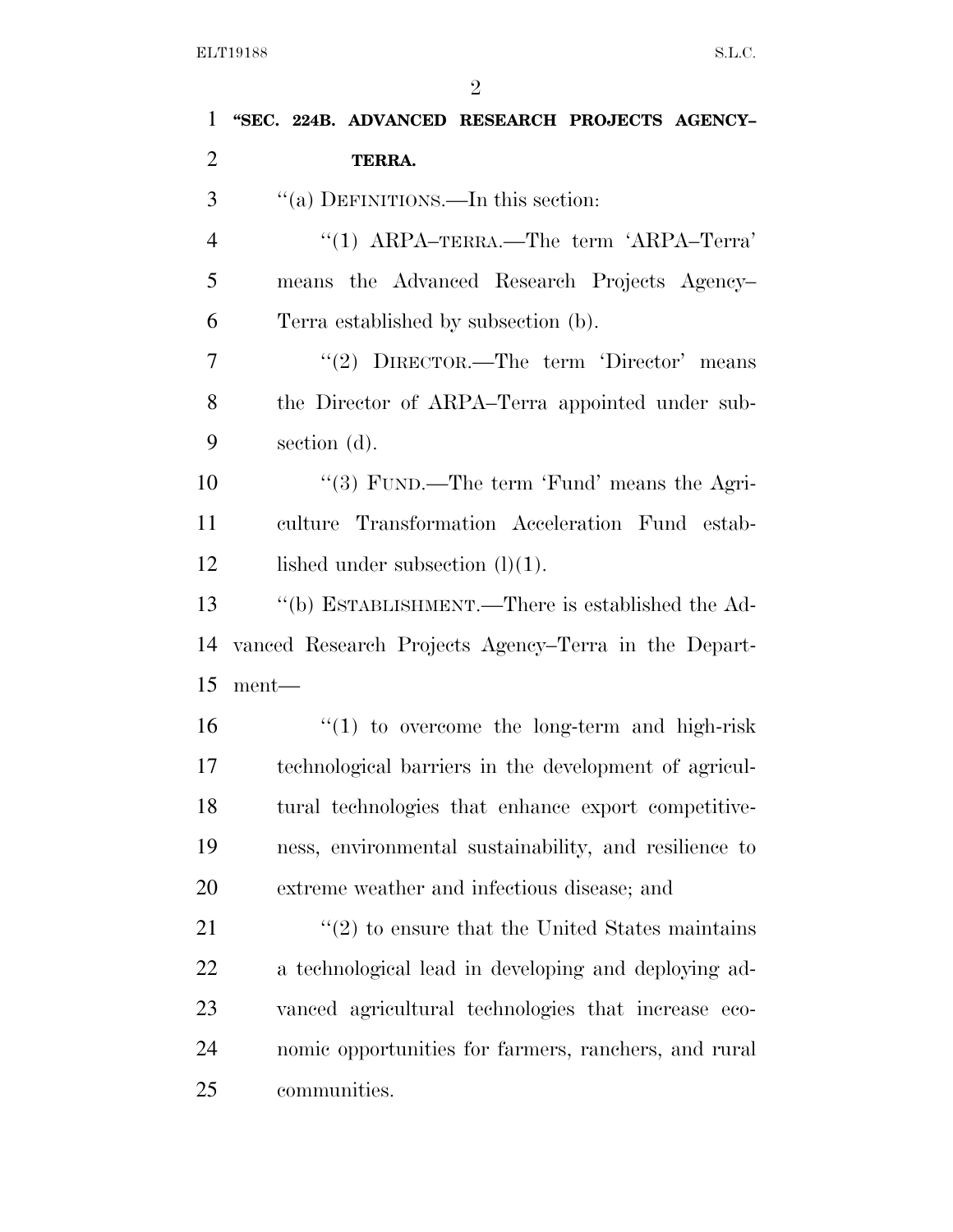**"SEC. 224B. ADVANCED RESEARCH PROJECTS AGENCY–TERRA.**

"(a) DEFINITIONS.—In this section:

"(1) ARPA–TERRA.—The term 'ARPA–Terra' means the Advanced Research Projects Agency–Terra established by subsection (b).

"(2) DIRECTOR.—The term 'Director' means the Director of ARPA–Terra appointed under subsection (d).

"(3) FUND.—The term 'Fund' means the Agriculture Transformation Acceleration Fund established under subsection (l)(1).

"(b) ESTABLISHMENT.—There is established the Advanced Research Projects Agency–Terra in the Department—

"(1) to overcome the long-term and high-risk technological barriers in the development of agricultural technologies that enhance export competitiveness, environmental sustainability, and resilience to extreme weather and infectious disease; and

"(2) to ensure that the United States maintains a technological lead in developing and deploying advanced agricultural technologies that increase economic opportunities for farmers, ranchers, and rural communities.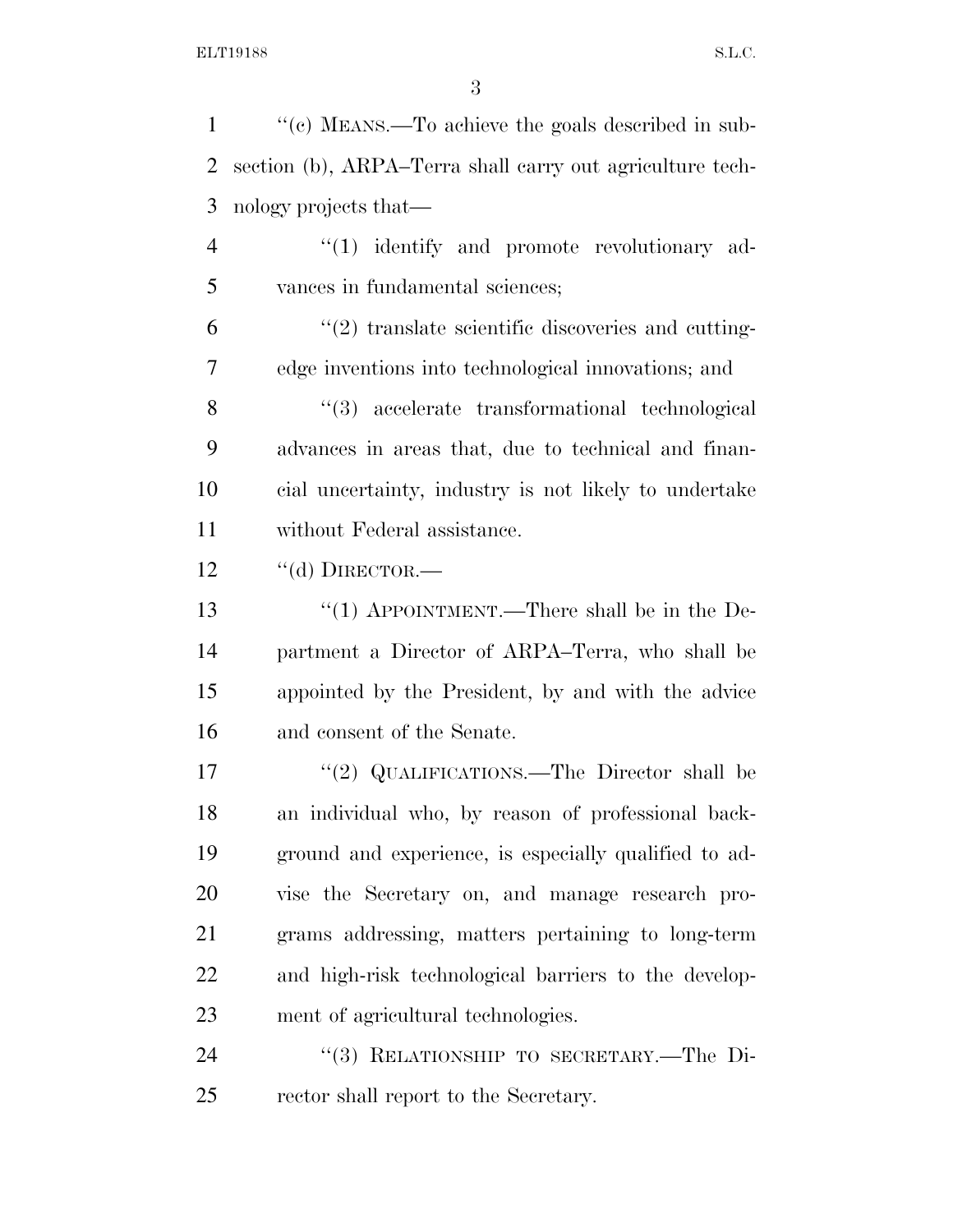"(c) MEANS.—To achieve the goals described in subsection (b), ARPA–Terra shall carry out agriculture technology projects that—

"(1) identify and promote revolutionary advances in fundamental sciences;

"(2) translate scientific discoveries and cutting-edge inventions into technological innovations; and

"(3) accelerate transformational technological advances in areas that, due to technical and financial uncertainty, industry is not likely to undertake without Federal assistance.

"(d) DIRECTOR.—

"(1) APPOINTMENT.—There shall be in the Department a Director of ARPA–Terra, who shall be appointed by the President, by and with the advice and consent of the Senate.

"(2) QUALIFICATIONS.—The Director shall be an individual who, by reason of professional background and experience, is especially qualified to advise the Secretary on, and manage research programs addressing, matters pertaining to long-term and high-risk technological barriers to the development of agricultural technologies.

"(3) RELATIONSHIP TO SECRETARY.—The Director shall report to the Secretary.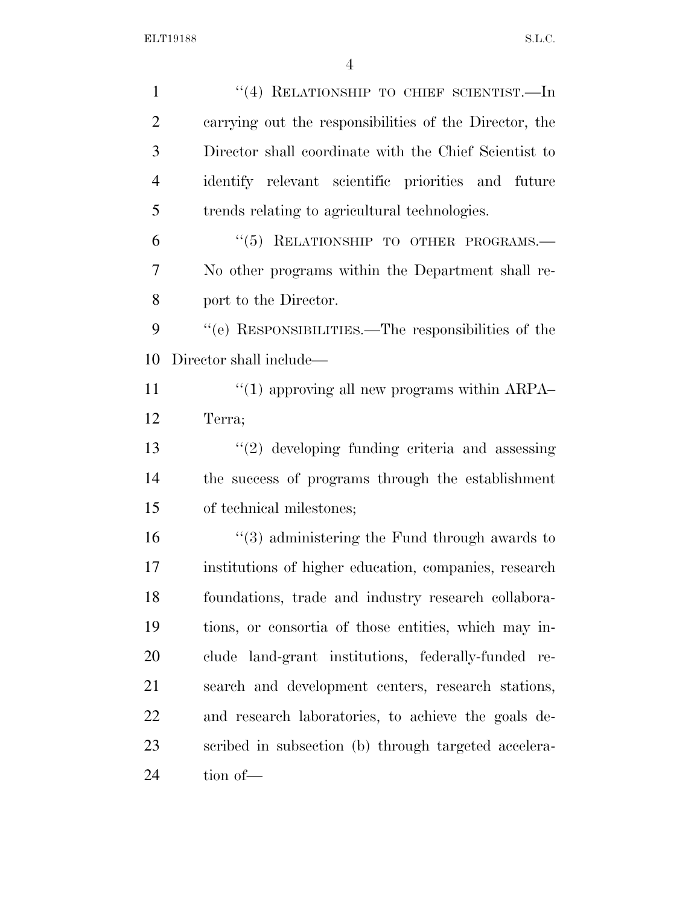"(4) RELATIONSHIP TO CHIEF SCIENTIST.—In carrying out the responsibilities of the Director, the Director shall coordinate with the Chief Scientist to identify relevant scientific priorities and future trends relating to agricultural technologies.

"(5) RELATIONSHIP TO OTHER PROGRAMS.— No other programs within the Department shall report to the Director.

"(e) RESPONSIBILITIES.—The responsibilities of the Director shall include—

"(1) approving all new programs within ARPA–Terra;

"(2) developing funding criteria and assessing the success of programs through the establishment of technical milestones;

"(3) administering the Fund through awards to institutions of higher education, companies, research foundations, trade and industry research collaborations, or consortia of those entities, which may include land-grant institutions, federally-funded research and development centers, research stations, and research laboratories, to achieve the goals described in subsection (b) through targeted acceleration of—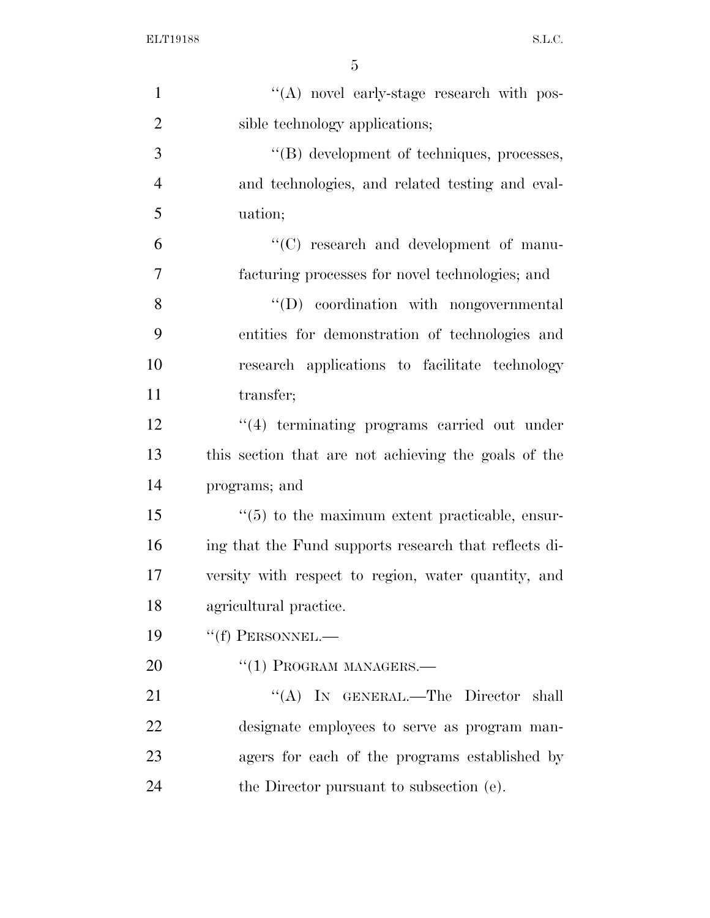''(A) novel early-stage research with possible technology applications;

''(B) development of techniques, processes, and technologies, and related testing and evaluation;

''(C) research and development of manufacturing processes for novel technologies; and

''(D) coordination with nongovernmental entities for demonstration of technologies and research applications to facilitate technology transfer;

''(4) terminating programs carried out under this section that are not achieving the goals of the programs; and

''(5) to the maximum extent practicable, ensuring that the Fund supports research that reflects diversity with respect to region, water quantity, and agricultural practice.

''(f) PERSONNEL.—

''(1) PROGRAM MANAGERS.—

''(A) IN GENERAL.—The Director shall designate employees to serve as program managers for each of the programs established by the Director pursuant to subsection (e).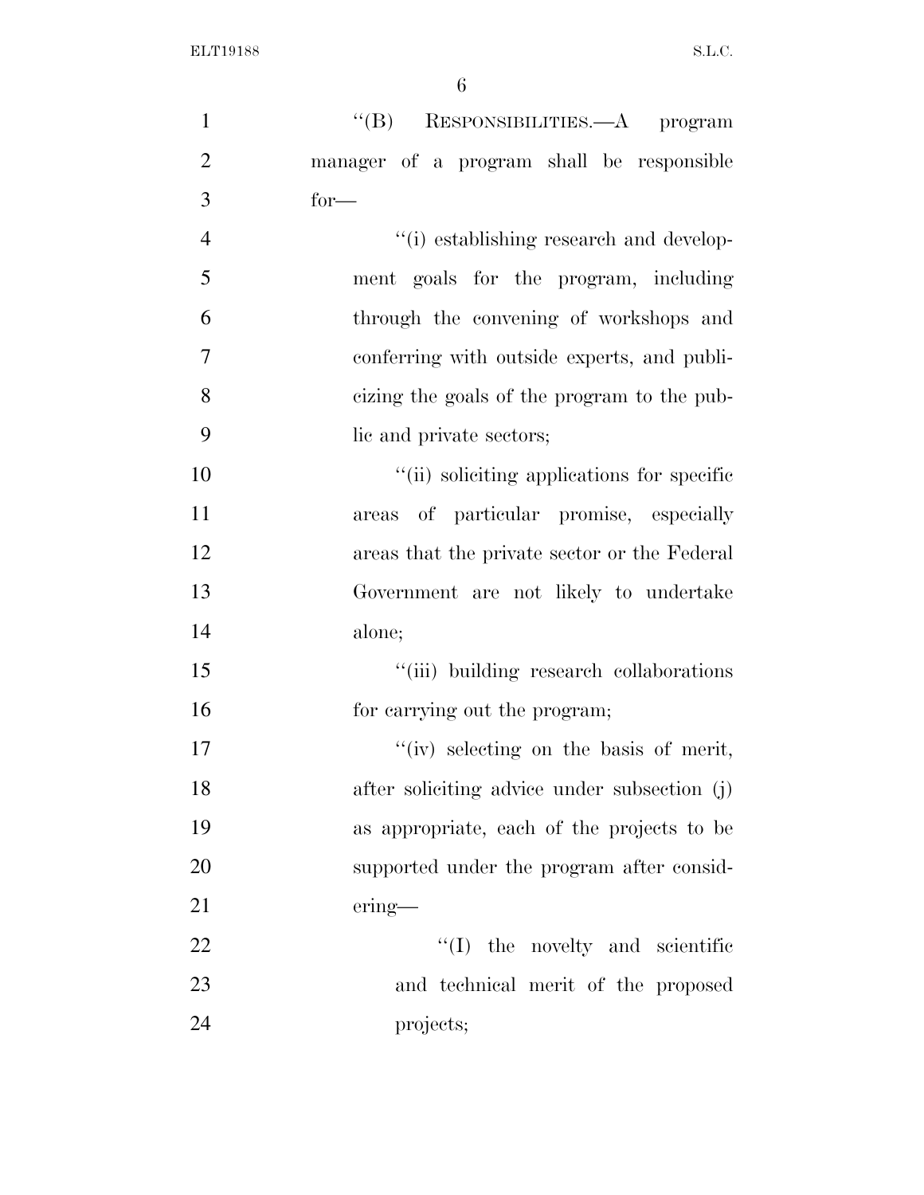''(B) RESPONSIBILITIES.—A program manager of a program shall be responsible for—

''(i) establishing research and development goals for the program, including through the convening of workshops and conferring with outside experts, and publicizing the goals of the program to the public and private sectors;

''(ii) soliciting applications for specific areas of particular promise, especially areas that the private sector or the Federal Government are not likely to undertake alone;

''(iii) building research collaborations for carrying out the program;

''(iv) selecting on the basis of merit, after soliciting advice under subsection (j) as appropriate, each of the projects to be supported under the program after considering—

''(I) the novelty and scientific and technical merit of the proposed projects;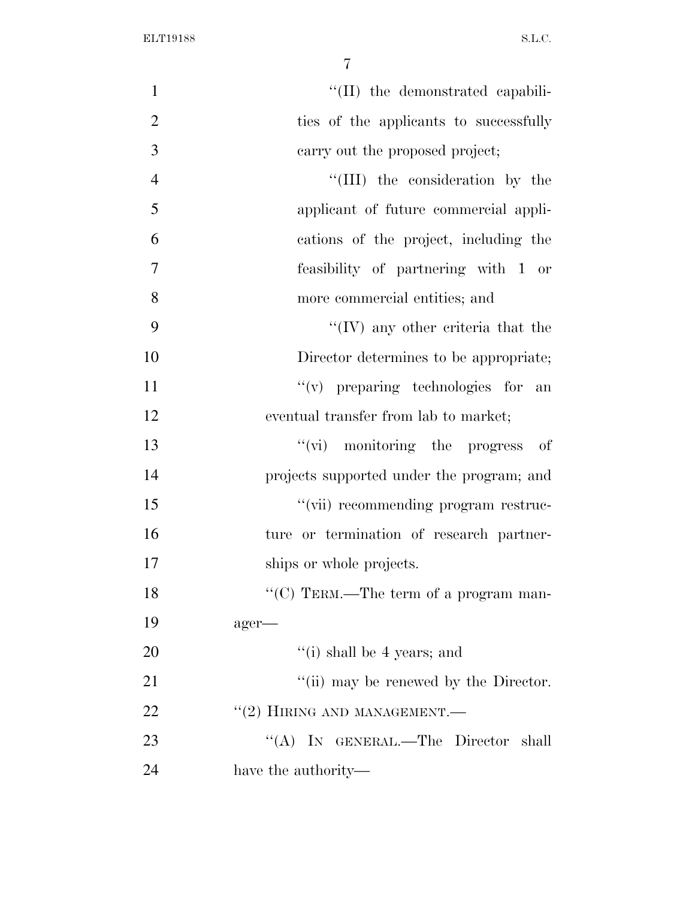''(II) the demonstrated capabilities of the applicants to successfully carry out the proposed project;

''(III) the consideration by the applicant of future commercial applications of the project, including the feasibility of partnering with 1 or more commercial entities; and

''(IV) any other criteria that the Director determines to be appropriate;

''(v) preparing technologies for an eventual transfer from lab to market;

''(vi) monitoring the progress of projects supported under the program; and

''(vii) recommending program restructure or termination of research partnerships or whole projects.

''(C) TERM.—The term of a program manager—

''(i) shall be 4 years; and

''(ii) may be renewed by the Director.

''(2) HIRING AND MANAGEMENT.—

''(A) IN GENERAL.—The Director shall have the authority—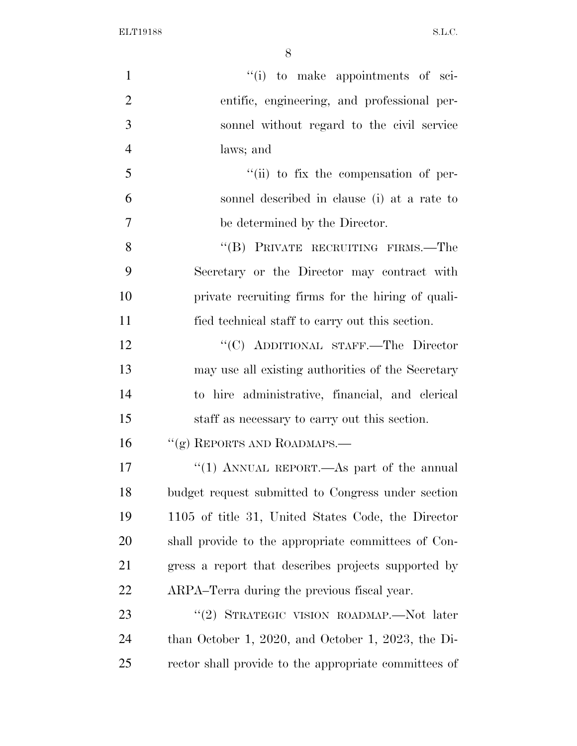"(i) to make appointments of scientific, engineering, and professional personnel without regard to the civil service laws; and

"(ii) to fix the compensation of personnel described in clause (i) at a rate to be determined by the Director.

"(B) PRIVATE RECRUITING FIRMS.—The Secretary or the Director may contract with private recruiting firms for the hiring of qualified technical staff to carry out this section.

"(C) ADDITIONAL STAFF.—The Director may use all existing authorities of the Secretary to hire administrative, financial, and clerical staff as necessary to carry out this section.

"(g) REPORTS AND ROADMAPS.—

"(1) ANNUAL REPORT.—As part of the annual budget request submitted to Congress under section 1105 of title 31, United States Code, the Director shall provide to the appropriate committees of Congress a report that describes projects supported by ARPA–Terra during the previous fiscal year.

"(2) STRATEGIC VISION ROADMAP.—Not later than October 1, 2020, and October 1, 2023, the Director shall provide to the appropriate committees of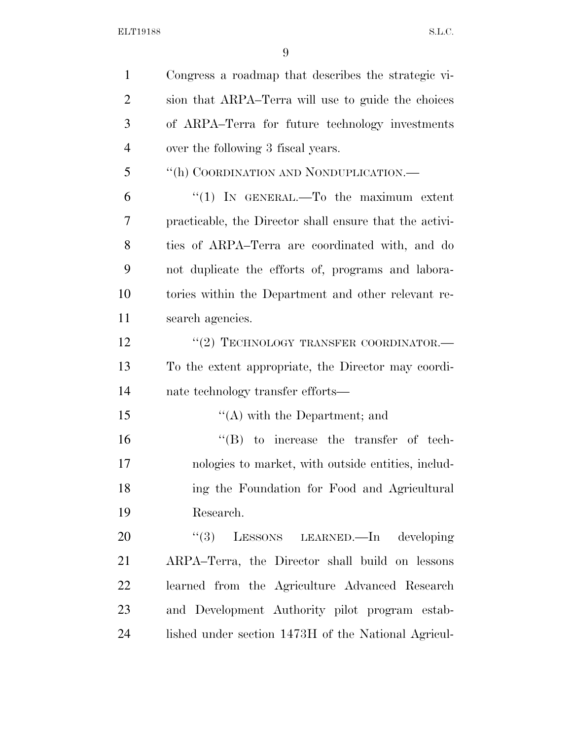Congress a roadmap that describes the strategic vision that ARPA–Terra will use to guide the choices of ARPA–Terra for future technology investments over the following 3 fiscal years.

"(h) COORDINATION AND NONDUPLICATION.—

"(1) IN GENERAL.—To the maximum extent practicable, the Director shall ensure that the activities of ARPA–Terra are coordinated with, and do not duplicate the efforts of, programs and laboratories within the Department and other relevant research agencies.

"(2) TECHNOLOGY TRANSFER COORDINATOR.—To the extent appropriate, the Director may coordinate technology transfer efforts—

"(A) with the Department; and

"(B) to increase the transfer of technologies to market, with outside entities, including the Foundation for Food and Agricultural Research.

"(3) LESSONS LEARNED.—In developing ARPA–Terra, the Director shall build on lessons learned from the Agriculture Advanced Research and Development Authority pilot program established under section 1473H of the National Agricul-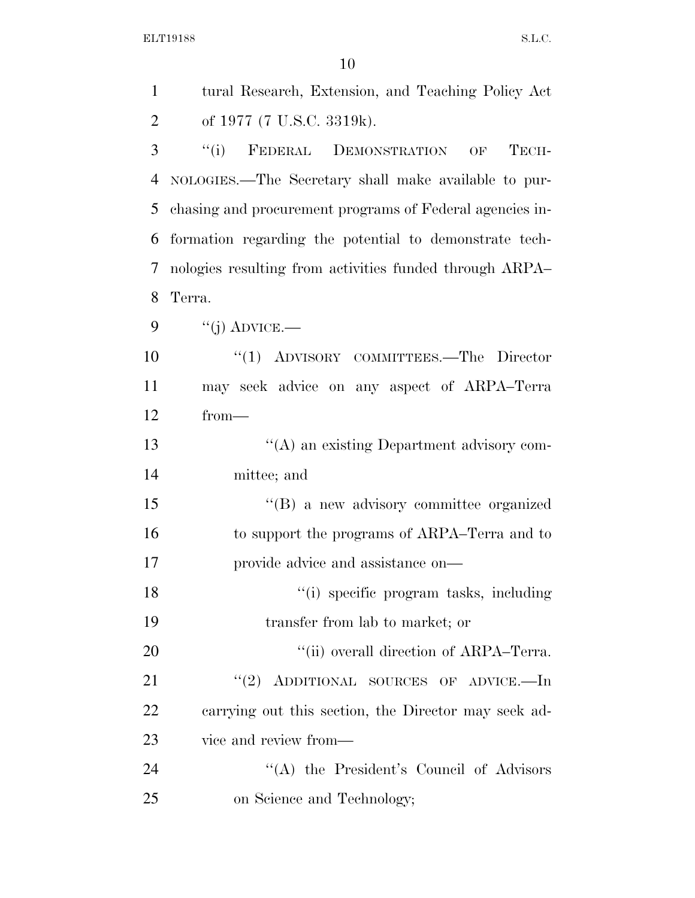tural Research, Extension, and Teaching Policy Act of 1977 (7 U.S.C. 3319k).

"(i) FEDERAL DEMONSTRATION OF TECHNOLOGIES.—The Secretary shall make available to purchasing and procurement programs of Federal agencies information regarding the potential to demonstrate technologies resulting from activities funded through ARPA–Terra.

"(j) ADVICE.—

"(1) ADVISORY COMMITTEES.—The Director may seek advice on any aspect of ARPA–Terra from—

"(A) an existing Department advisory committee; and

"(B) a new advisory committee organized to support the programs of ARPA–Terra and to provide advice and assistance on—

"(i) specific program tasks, including transfer from lab to market; or

"(ii) overall direction of ARPA–Terra.

"(2) ADDITIONAL SOURCES OF ADVICE.—In carrying out this section, the Director may seek advice and review from—

"(A) the President's Council of Advisors on Science and Technology;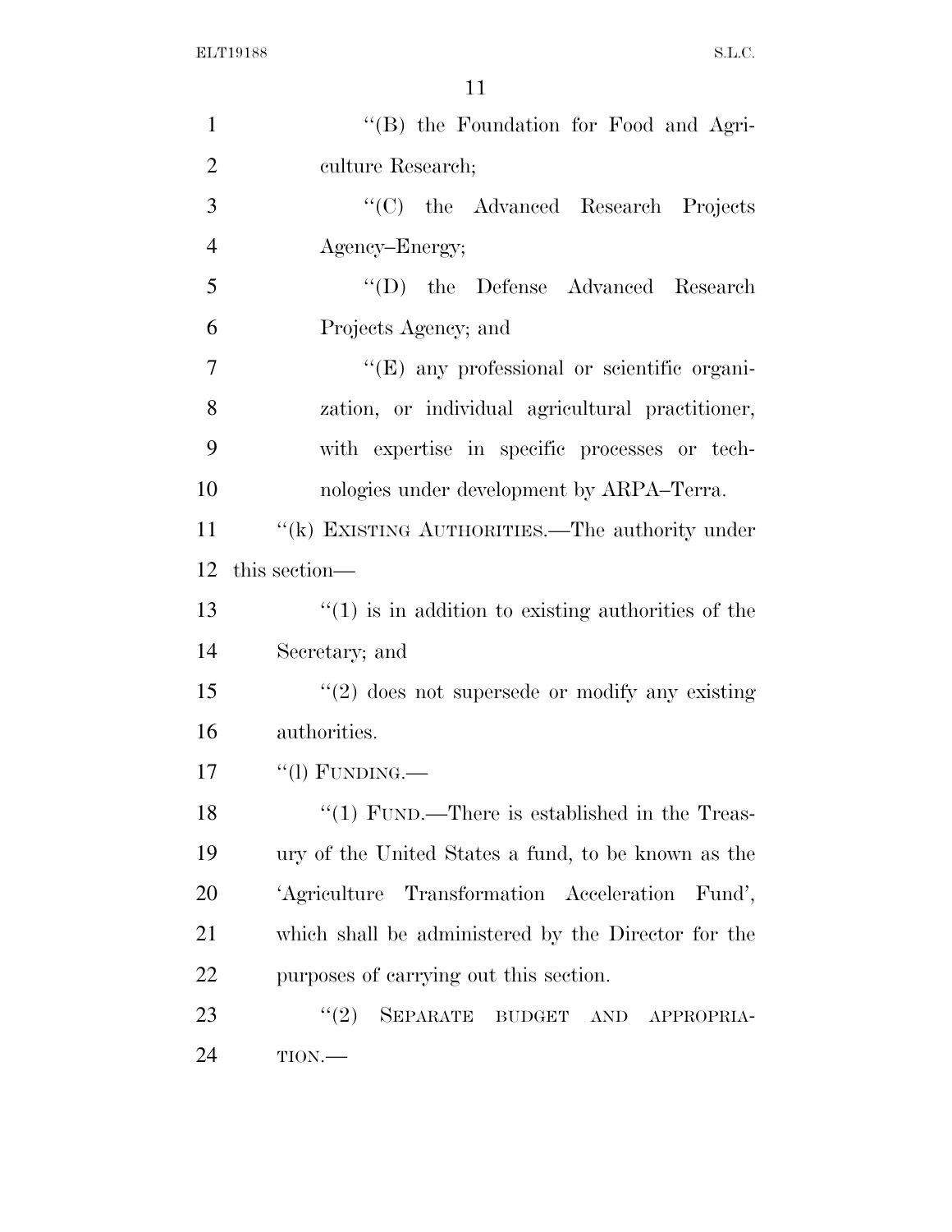''(B) the Foundation for Food and Agriculture Research;

''(C) the Advanced Research Projects Agency–Energy;

''(D) the Defense Advanced Research Projects Agency; and

''(E) any professional or scientific organization, or individual agricultural practitioner, with expertise in specific processes or technologies under development by ARPA–Terra.

''(k) EXISTING AUTHORITIES.—The authority under this section—

''(1) is in addition to existing authorities of the Secretary; and

''(2) does not supersede or modify any existing authorities.

''(l) FUNDING.—

''(1) FUND.—There is established in the Treasury of the United States a fund, to be known as the 'Agriculture Transformation Acceleration Fund', which shall be administered by the Director for the purposes of carrying out this section.

''(2) SEPARATE BUDGET AND APPROPRIATION.—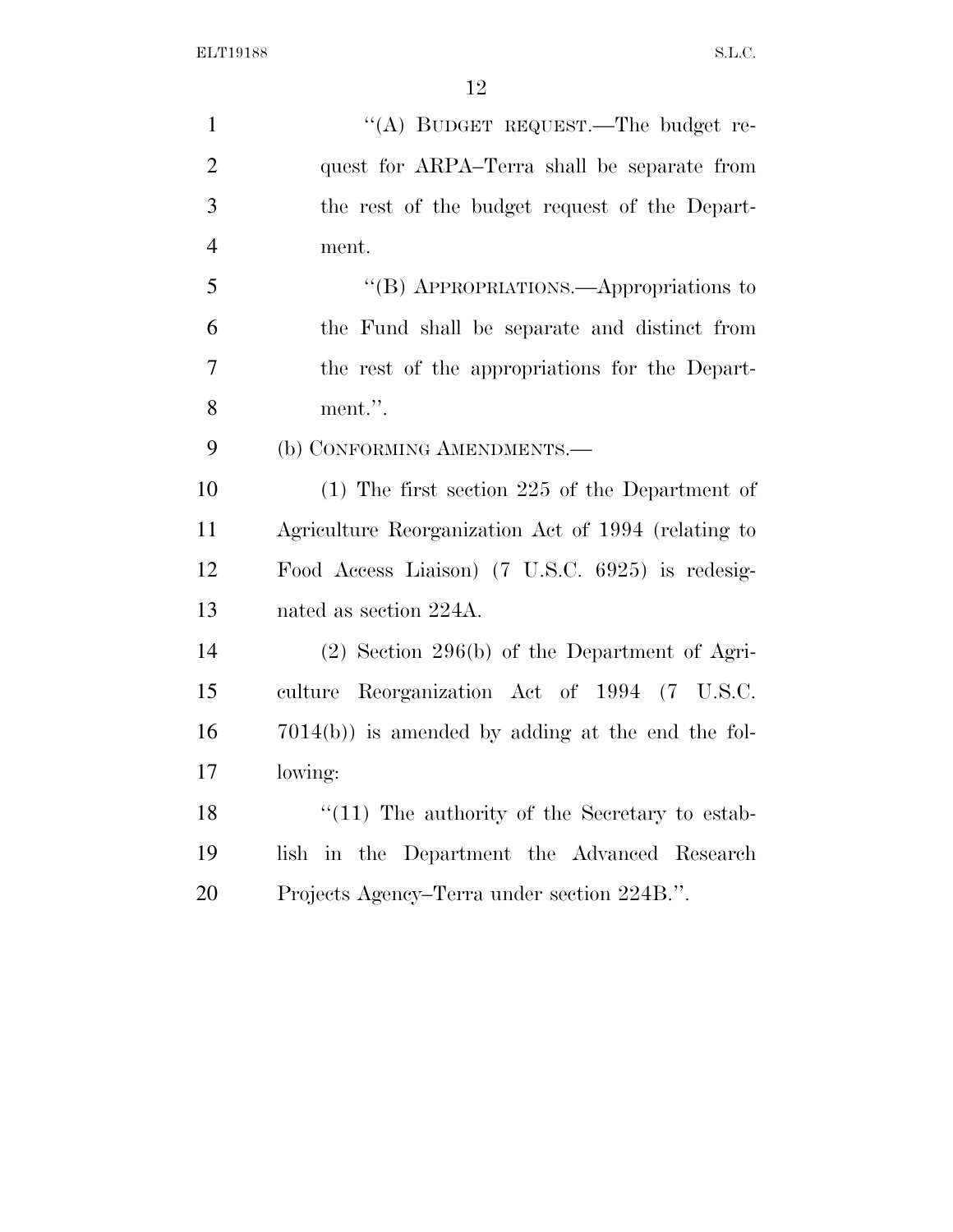"(A) BUDGET REQUEST.—The budget request for ARPA–Terra shall be separate from the rest of the budget request of the Department.

"(B) APPROPRIATIONS.—Appropriations to the Fund shall be separate and distinct from the rest of the appropriations for the Department.".

(b) CONFORMING AMENDMENTS.—

(1) The first section 225 of the Department of Agriculture Reorganization Act of 1994 (relating to Food Access Liaison) (7 U.S.C. 6925) is redesignated as section 224A.

(2) Section 296(b) of the Department of Agriculture Reorganization Act of 1994 (7 U.S.C. 7014(b)) is amended by adding at the end the following:

"(11) The authority of the Secretary to establish in the Department the Advanced Research Projects Agency–Terra under section 224B.".